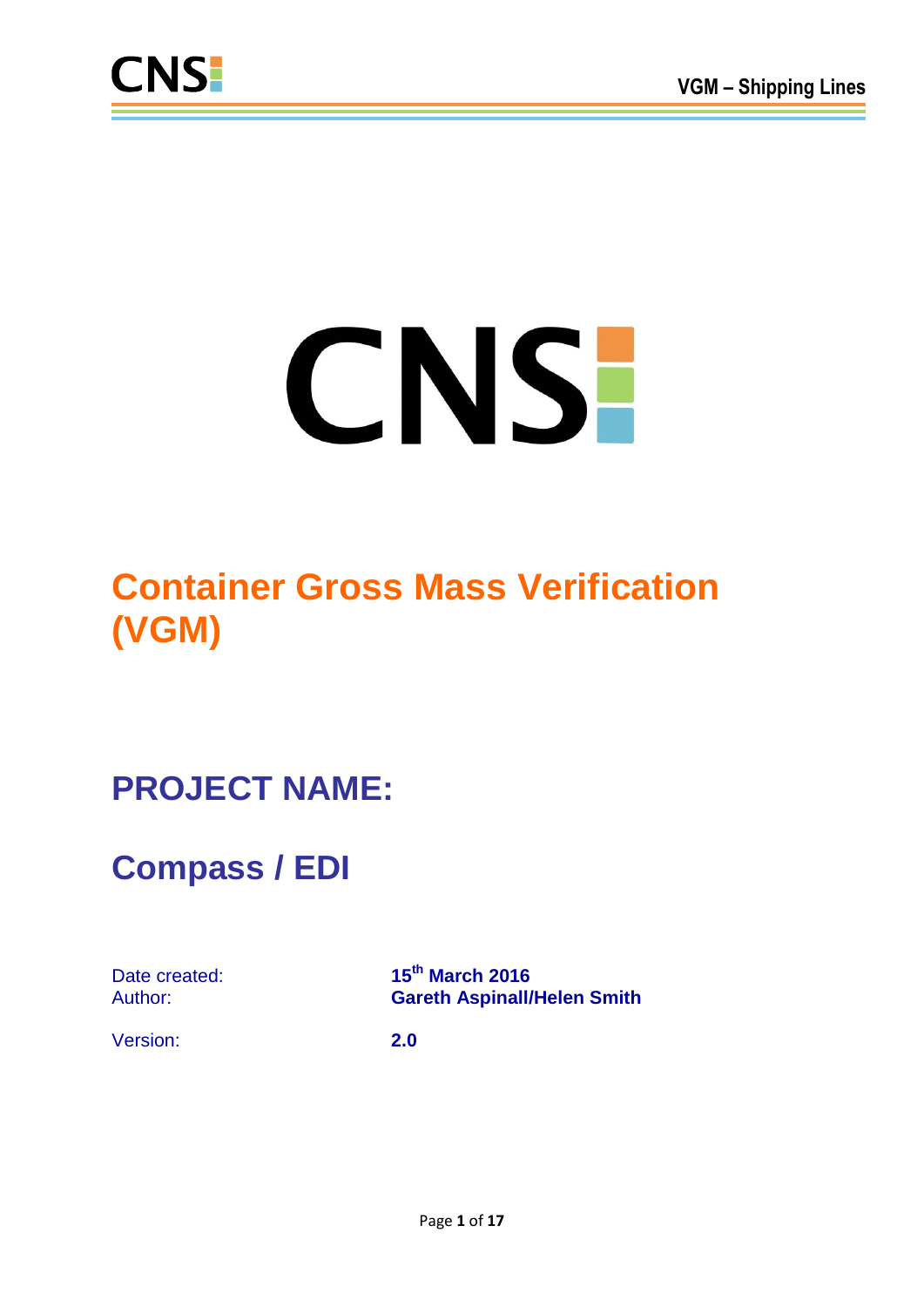# Container Gross Mass Verification (VGM)

## PROJECT NAME:

## Compass / EDI

| | |
|---|---|
| Date created: | **15th March 2016** |
| Author: | **Gareth Aspinall/Helen Smith** |
| Version: | **2.0** |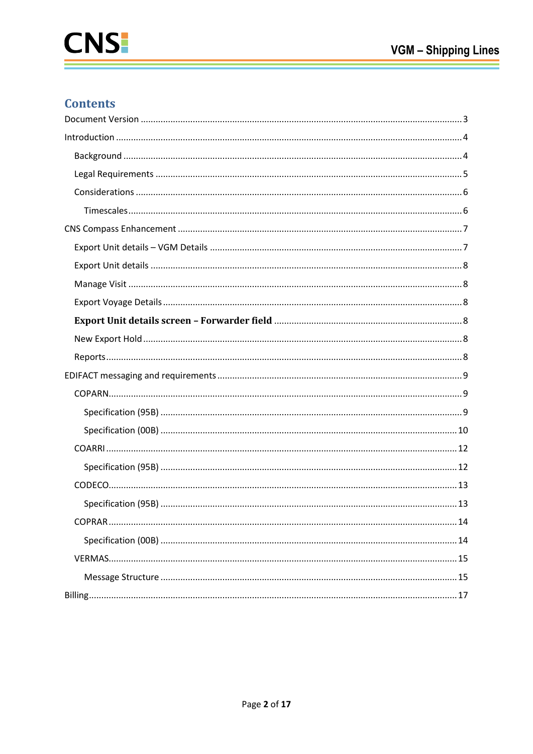# Contents

Document Version ........................................................................................................................ 3

Introduction .................................................................................................................................. 4

- Background ............................................................................................................................ 4
- Legal Requirements ................................................................................................................ 5
- Considerations ........................................................................................................................ 6
  - Timescales ........................................................................................................................ 6

CNS Compass Enhancement ......................................................................................................... 7

- Export Unit details – VGM Details ........................................................................................... 7
- Export Unit details ................................................................................................................... 8
- Manage Visit ........................................................................................................................... 8
- Export Voyage Details ............................................................................................................. 8
- **Export Unit details screen – Forwarder field** ....................................................................... 8
- New Export Hold ..................................................................................................................... 8
- Reports .................................................................................................................................... 8

EDIFACT messaging and requirements ......................................................................................... 9

- COPARN .................................................................................................................................. 9
  - Specification (95B) ............................................................................................................. 9
  - Specification (00B) ........................................................................................................... 10
- COARRI .................................................................................................................................. 12
  - Specification (95B) ........................................................................................................... 12
- CODECO ................................................................................................................................. 13
  - Specification (95B) ........................................................................................................... 13
- COPRAR .................................................................................................................................. 14
  - Specification (00B) ........................................................................................................... 14
- VERMAS .................................................................................................................................. 15
  - Message Structure ........................................................................................................... 15

Billing ........................................................................................................................................... 17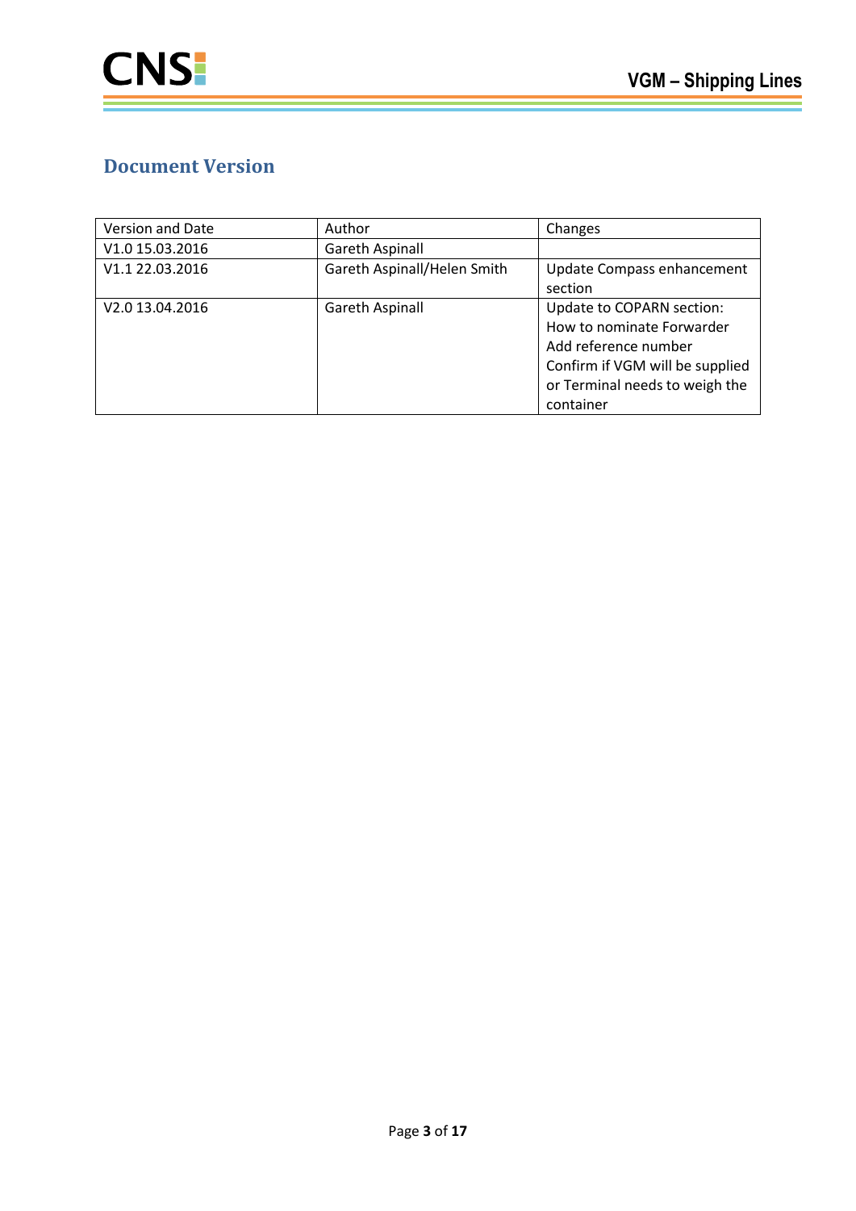## Document Version

| Version and Date | Author | Changes |
| --- | --- | --- |
| V1.0 15.03.2016 | Gareth Aspinall | |
| V1.1 22.03.2016 | Gareth Aspinall/Helen Smith | Update Compass enhancement section |
| V2.0 13.04.2016 | Gareth Aspinall | Update to COPARN section:<br>How to nominate Forwarder<br>Add reference number<br>Confirm if VGM will be supplied or Terminal needs to weigh the container |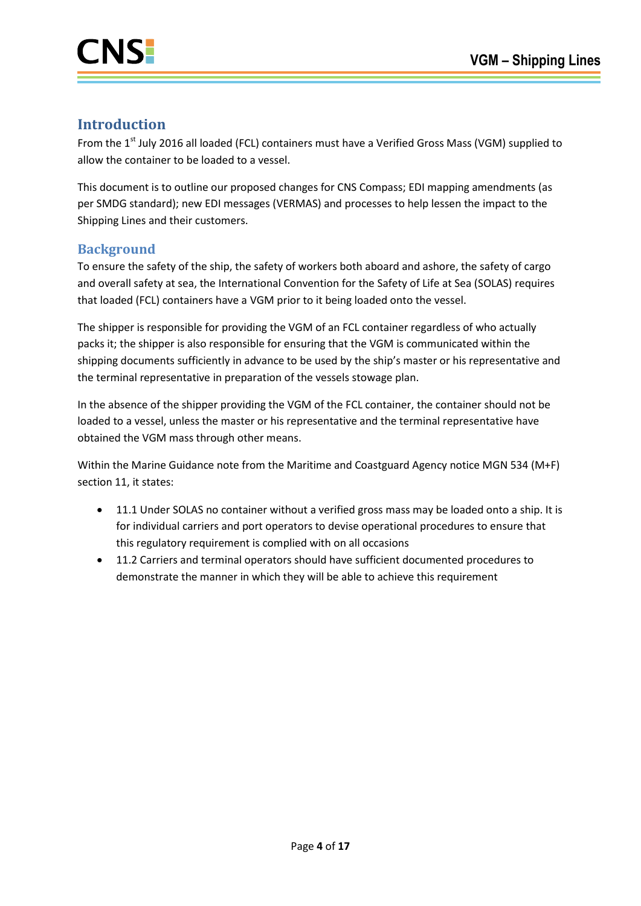## Introduction

From the 1st July 2016 all loaded (FCL) containers must have a Verified Gross Mass (VGM) supplied to allow the container to be loaded to a vessel.

This document is to outline our proposed changes for CNS Compass; EDI mapping amendments (as per SMDG standard); new EDI messages (VERMAS) and processes to help lessen the impact to the Shipping Lines and their customers.

## Background

To ensure the safety of the ship, the safety of workers both aboard and ashore, the safety of cargo and overall safety at sea, the International Convention for the Safety of Life at Sea (SOLAS) requires that loaded (FCL) containers have a VGM prior to it being loaded onto the vessel.

The shipper is responsible for providing the VGM of an FCL container regardless of who actually packs it; the shipper is also responsible for ensuring that the VGM is communicated within the shipping documents sufficiently in advance to be used by the ship's master or his representative and the terminal representative in preparation of the vessels stowage plan.

In the absence of the shipper providing the VGM of the FCL container, the container should not be loaded to a vessel, unless the master or his representative and the terminal representative have obtained the VGM mass through other means.

Within the Marine Guidance note from the Maritime and Coastguard Agency notice MGN 534 (M+F) section 11, it states:

- 11.1 Under SOLAS no container without a verified gross mass may be loaded onto a ship. It is for individual carriers and port operators to devise operational procedures to ensure that this regulatory requirement is complied with on all occasions
- 11.2 Carriers and terminal operators should have sufficient documented procedures to demonstrate the manner in which they will be able to achieve this requirement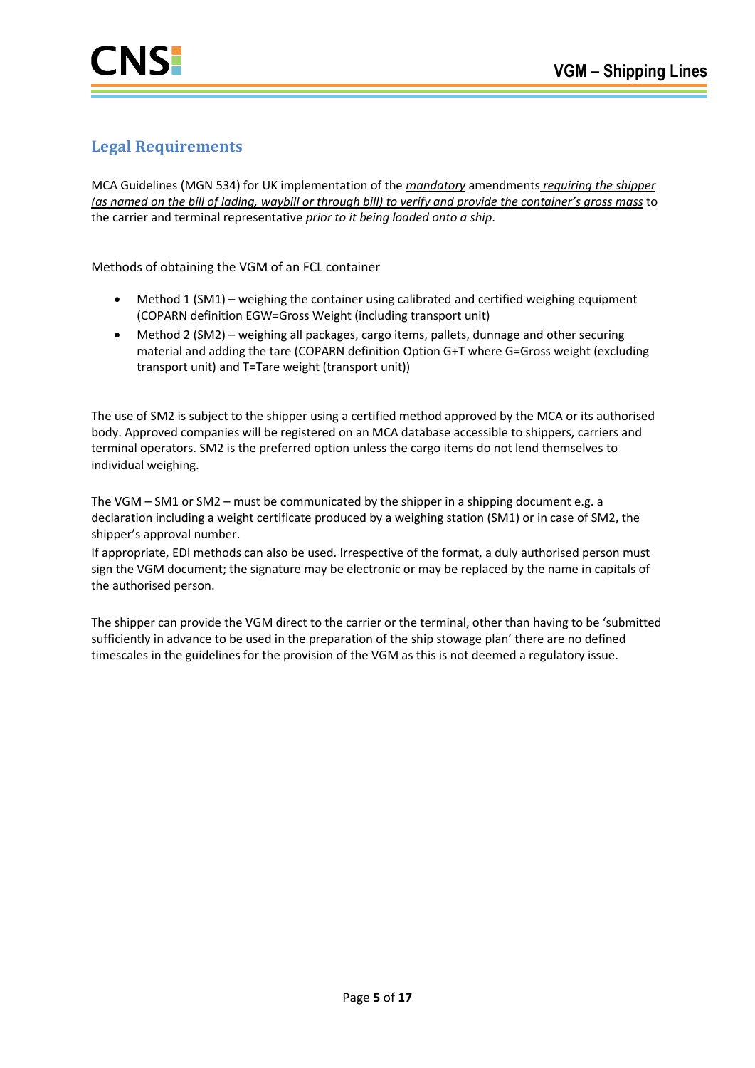## Legal Requirements

MCA Guidelines (MGN 534) for UK implementation of the *mandatory* amendments *requiring the shipper (as named on the bill of lading, waybill or through bill) to verify and provide the container's gross mass* to the carrier and terminal representative *prior to it being loaded onto a ship*.

Methods of obtaining the VGM of an FCL container

- Method 1 (SM1) – weighing the container using calibrated and certified weighing equipment (COPARN definition EGW=Gross Weight (including transport unit)
- Method 2 (SM2) – weighing all packages, cargo items, pallets, dunnage and other securing material and adding the tare (COPARN definition Option G+T where G=Gross weight (excluding transport unit) and T=Tare weight (transport unit))

The use of SM2 is subject to the shipper using a certified method approved by the MCA or its authorised body. Approved companies will be registered on an MCA database accessible to shippers, carriers and terminal operators. SM2 is the preferred option unless the cargo items do not lend themselves to individual weighing.

The VGM – SM1 or SM2 – must be communicated by the shipper in a shipping document e.g. a declaration including a weight certificate produced by a weighing station (SM1) or in case of SM2, the shipper's approval number.

If appropriate, EDI methods can also be used. Irrespective of the format, a duly authorised person must sign the VGM document; the signature may be electronic or may be replaced by the name in capitals of the authorised person.

The shipper can provide the VGM direct to the carrier or the terminal, other than having to be 'submitted sufficiently in advance to be used in the preparation of the ship stowage plan' there are no defined timescales in the guidelines for the provision of the VGM as this is not deemed a regulatory issue.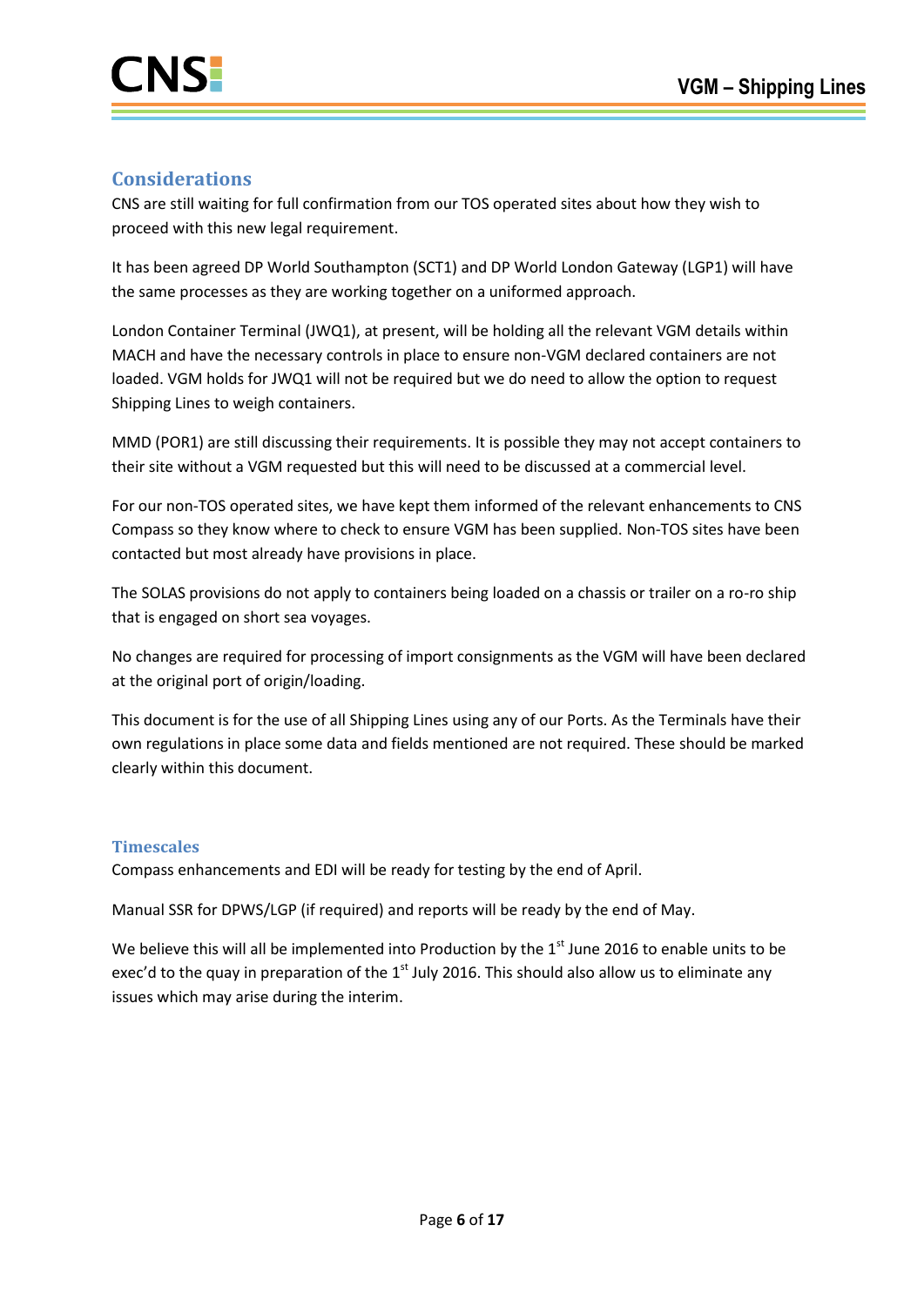## Considerations

CNS are still waiting for full confirmation from our TOS operated sites about how they wish to proceed with this new legal requirement.

It has been agreed DP World Southampton (SCT1) and DP World London Gateway (LGP1) will have the same processes as they are working together on a uniformed approach.

London Container Terminal (JWQ1), at present, will be holding all the relevant VGM details within MACH and have the necessary controls in place to ensure non-VGM declared containers are not loaded. VGM holds for JWQ1 will not be required but we do need to allow the option to request Shipping Lines to weigh containers.

MMD (POR1) are still discussing their requirements. It is possible they may not accept containers to their site without a VGM requested but this will need to be discussed at a commercial level.

For our non-TOS operated sites, we have kept them informed of the relevant enhancements to CNS Compass so they know where to check to ensure VGM has been supplied. Non-TOS sites have been contacted but most already have provisions in place.

The SOLAS provisions do not apply to containers being loaded on a chassis or trailer on a ro-ro ship that is engaged on short sea voyages.

No changes are required for processing of import consignments as the VGM will have been declared at the original port of origin/loading.

This document is for the use of all Shipping Lines using any of our Ports. As the Terminals have their own regulations in place some data and fields mentioned are not required. These should be marked clearly within this document.

## Timescales

Compass enhancements and EDI will be ready for testing by the end of April.

Manual SSR for DPWS/LGP (if required) and reports will be ready by the end of May.

We believe this will all be implemented into Production by the 1st June 2016 to enable units to be exec'd to the quay in preparation of the 1st July 2016. This should also allow us to eliminate any issues which may arise during the interim.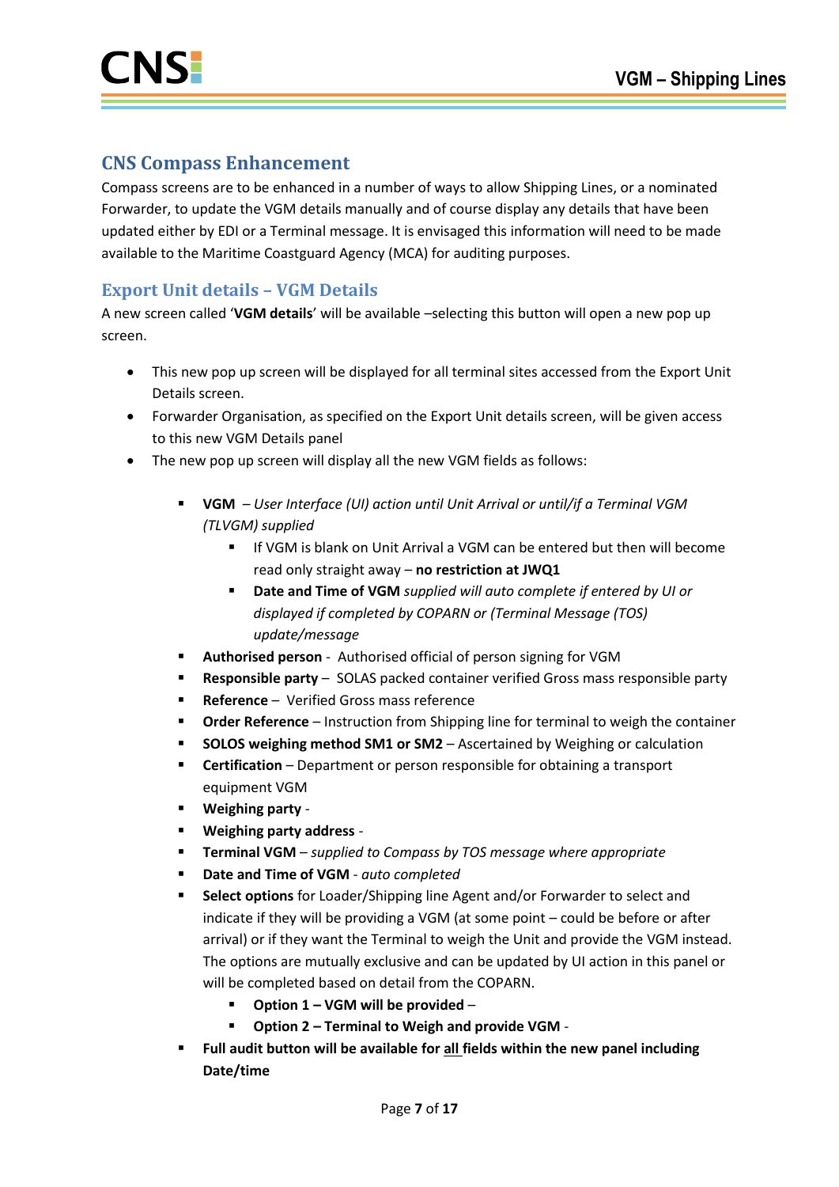## CNS Compass Enhancement

Compass screens are to be enhanced in a number of ways to allow Shipping Lines, or a nominated Forwarder, to update the VGM details manually and of course display any details that have been updated either by EDI or a Terminal message. It is envisaged this information will need to be made available to the Maritime Coastguard Agency (MCA) for auditing purposes.

## Export Unit details – VGM Details

A new screen called '**VGM details**' will be available –selecting this button will open a new pop up screen.

- This new pop up screen will be displayed for all terminal sites accessed from the Export Unit Details screen.
- Forwarder Organisation, as specified on the Export Unit details screen, will be given access to this new VGM Details panel
- The new pop up screen will display all the new VGM fields as follows:
  - **VGM** – *User Interface (UI) action until Unit Arrival or until/if a Terminal VGM (TLVGM) supplied*
    - If VGM is blank on Unit Arrival a VGM can be entered but then will become read only straight away – **no restriction at JWQ1**
    - **Date and Time of VGM** *supplied will auto complete if entered by UI or displayed if completed by COPARN or (Terminal Message (TOS) update/message*
  - **Authorised person** - Authorised official of person signing for VGM
  - **Responsible party** – SOLAS packed container verified Gross mass responsible party
  - **Reference** – Verified Gross mass reference
  - **Order Reference** – Instruction from Shipping line for terminal to weigh the container
  - **SOLOS weighing method SM1 or SM2** – Ascertained by Weighing or calculation
  - **Certification** – Department or person responsible for obtaining a transport equipment VGM
  - **Weighing party** -
  - **Weighing party address** -
  - **Terminal VGM** – *supplied to Compass by TOS message where appropriate*
  - **Date and Time of VGM** - *auto completed*
  - **Select options** for Loader/Shipping line Agent and/or Forwarder to select and indicate if they will be providing a VGM (at some point – could be before or after arrival) or if they want the Terminal to weigh the Unit and provide the VGM instead. The options are mutually exclusive and can be updated by UI action in this panel or will be completed based on detail from the COPARN.
    - **Option 1 – VGM will be provided** –
    - **Option 2 – Terminal to Weigh and provide VGM** -
  - **Full audit button will be available for <u>all</u> fields within the new panel including Date/time**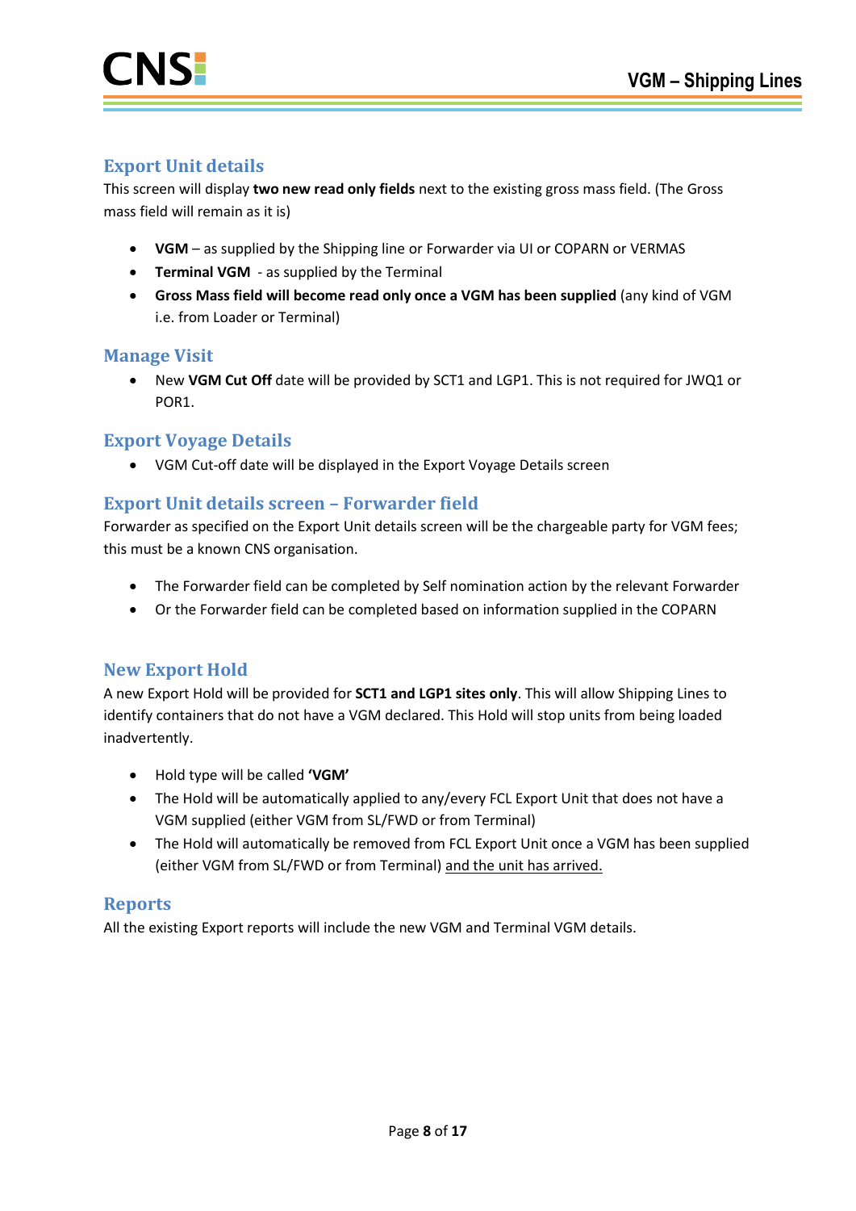## Export Unit details

This screen will display **two new read only fields** next to the existing gross mass field. (The Gross mass field will remain as it is)

- **VGM** – as supplied by the Shipping line or Forwarder via UI or COPARN or VERMAS
- **Terminal VGM** - as supplied by the Terminal
- **Gross Mass field will become read only once a VGM has been supplied** (any kind of VGM i.e. from Loader or Terminal)

## Manage Visit

- New **VGM Cut Off** date will be provided by SCT1 and LGP1. This is not required for JWQ1 or POR1.

## Export Voyage Details

- VGM Cut-off date will be displayed in the Export Voyage Details screen

## Export Unit details screen – Forwarder field

Forwarder as specified on the Export Unit details screen will be the chargeable party for VGM fees; this must be a known CNS organisation.

- The Forwarder field can be completed by Self nomination action by the relevant Forwarder
- Or the Forwarder field can be completed based on information supplied in the COPARN

## New Export Hold

A new Export Hold will be provided for **SCT1 and LGP1 sites only**. This will allow Shipping Lines to identify containers that do not have a VGM declared. This Hold will stop units from being loaded inadvertently.

- Hold type will be called **'VGM'**
- The Hold will be automatically applied to any/every FCL Export Unit that does not have a VGM supplied (either VGM from SL/FWD or from Terminal)
- The Hold will automatically be removed from FCL Export Unit once a VGM has been supplied (either VGM from SL/FWD or from Terminal) and the unit has arrived.

## Reports

All the existing Export reports will include the new VGM and Terminal VGM details.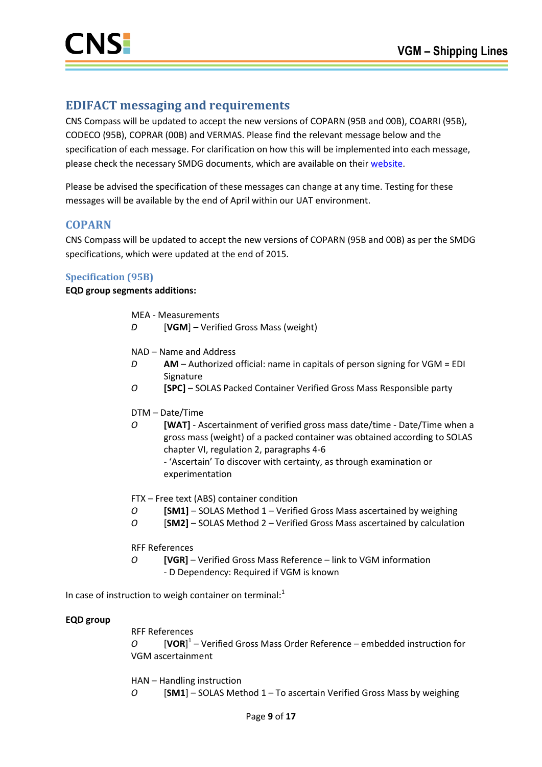## EDIFACT messaging and requirements

CNS Compass will be updated to accept the new versions of COPARN (95B and 00B), COARRI (95B), CODECO (95B), COPRAR (00B) and VERMAS. Please find the relevant message below and the specification of each message. For clarification on how this will be implemented into each message, please check the necessary SMDG documents, which are available on their website.

Please be advised the specification of these messages can change at any time. Testing for these messages will be available by the end of April within our UAT environment.

### COPARN

CNS Compass will be updated to accept the new versions of COPARN (95B and 00B) as per the SMDG specifications, which were updated at the end of 2015.

#### Specification (95B)

**EQD group segments additions:**

MEA - Measurements

*D* [**VGM**] – Verified Gross Mass (weight)

NAD – Name and Address

*D* **AM** – Authorized official: name in capitals of person signing for VGM = EDI Signature

*O* **[SPC]** – SOLAS Packed Container Verified Gross Mass Responsible party

DTM – Date/Time

*O* **[WAT]** - Ascertainment of verified gross mass date/time - Date/Time when a gross mass (weight) of a packed container was obtained according to SOLAS chapter VI, regulation 2, paragraphs 4-6
- 'Ascertain' To discover with certainty, as through examination or experimentation

FTX – Free text (ABS) container condition

*O* **[SM1]** – SOLAS Method 1 – Verified Gross Mass ascertained by weighing

*O* [**SM2**] – SOLAS Method 2 – Verified Gross Mass ascertained by calculation

RFF References

*O* **[VGR]** – Verified Gross Mass Reference – link to VGM information
- D Dependency: Required if VGM is known

In case of instruction to weigh container on terminal:[1]

**EQD group**

RFF References

*O* [**VOR**][1] – Verified Gross Mass Order Reference – embedded instruction for VGM ascertainment

HAN – Handling instruction

*O* [**SM1**] – SOLAS Method 1 – To ascertain Verified Gross Mass by weighing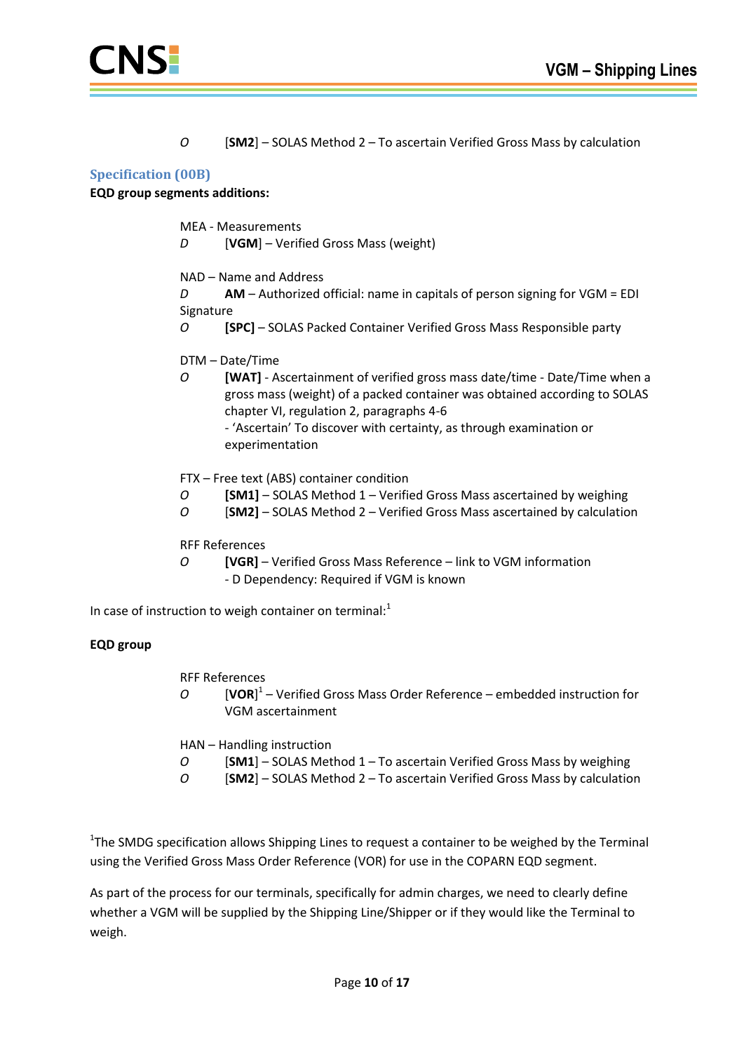O [**SM2**] – SOLAS Method 2 – To ascertain Verified Gross Mass by calculation

### Specification (00B)

**EQD group segments additions:**

MEA - Measurements

D [**VGM**] – Verified Gross Mass (weight)

NAD – Name and Address

D **AM** – Authorized official: name in capitals of person signing for VGM = EDI Signature

O **[SPC]** – SOLAS Packed Container Verified Gross Mass Responsible party

DTM – Date/Time

O **[WAT]** - Ascertainment of verified gross mass date/time - Date/Time when a gross mass (weight) of a packed container was obtained according to SOLAS chapter VI, regulation 2, paragraphs 4-6
- 'Ascertain' To discover with certainty, as through examination or experimentation

FTX – Free text (ABS) container condition

O **[SM1]** – SOLAS Method 1 – Verified Gross Mass ascertained by weighing

O **[SM2]** – SOLAS Method 2 – Verified Gross Mass ascertained by calculation

RFF References

O **[VGR]** – Verified Gross Mass Reference – link to VGM information
- D Dependency: Required if VGM is known

In case of instruction to weigh container on terminal:[1]

**EQD group**

RFF References

O [**VOR**][1] – Verified Gross Mass Order Reference – embedded instruction for VGM ascertainment

HAN – Handling instruction

O [**SM1**] – SOLAS Method 1 – To ascertain Verified Gross Mass by weighing

O [**SM2**] – SOLAS Method 2 – To ascertain Verified Gross Mass by calculation

[1]The SMDG specification allows Shipping Lines to request a container to be weighed by the Terminal using the Verified Gross Mass Order Reference (VOR) for use in the COPARN EQD segment.

As part of the process for our terminals, specifically for admin charges, we need to clearly define whether a VGM will be supplied by the Shipping Line/Shipper or if they would like the Terminal to weigh.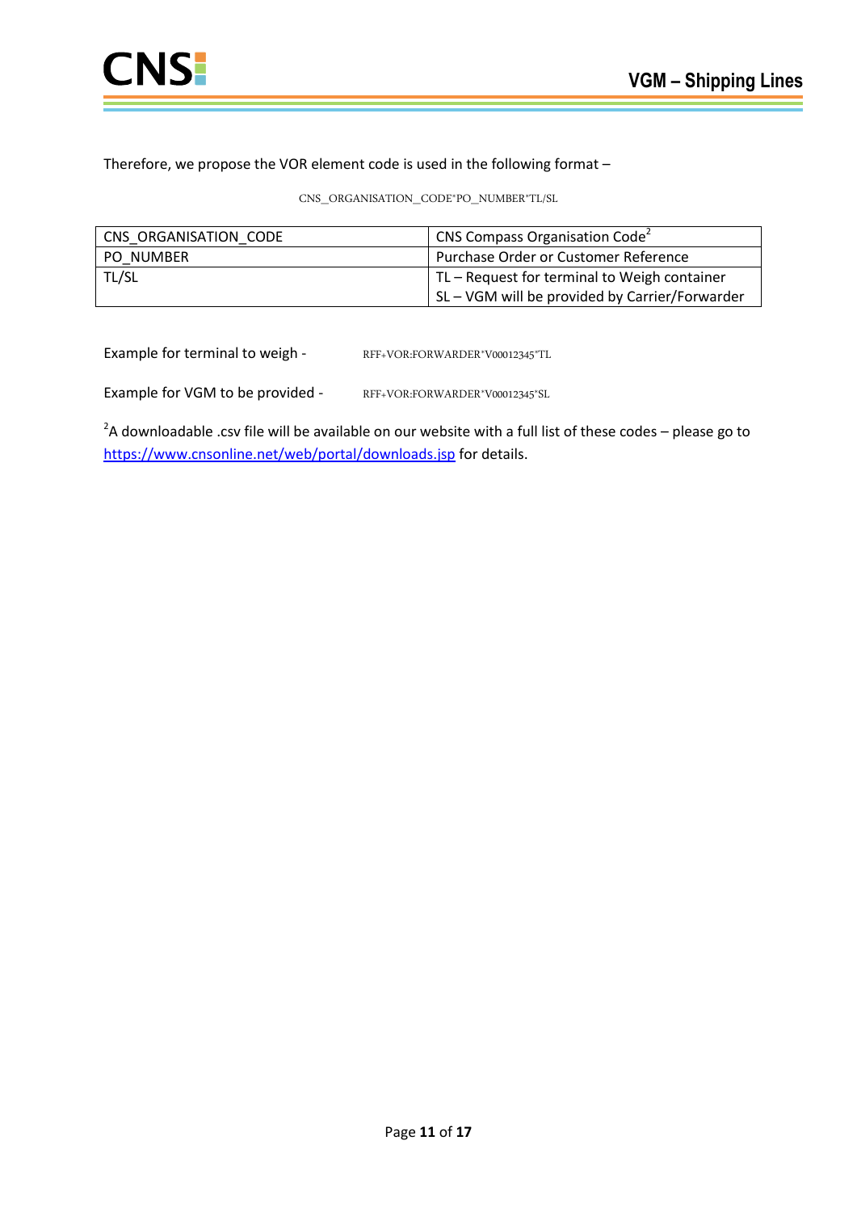Therefore, we propose the VOR element code is used in the following format –

```
CNS_ORGANISATION_CODE*PO_NUMBER*TL/SL
```

| CNS_ORGANISATION_CODE | CNS Compass Organisation Code[2] |
|---|---|
| PO_NUMBER | Purchase Order or Customer Reference |
| TL/SL | TL – Request for terminal to Weigh container<br>SL – VGM will be provided by Carrier/Forwarder |

Example for terminal to weigh - `RFF+VOR:FORWARDER*V00012345*TL`

Example for VGM to be provided - `RFF+VOR:FORWARDER*V00012345*SL`

[2]A downloadable .csv file will be available on our website with a full list of these codes – please go to https://www.cnsonline.net/web/portal/downloads.jsp for details.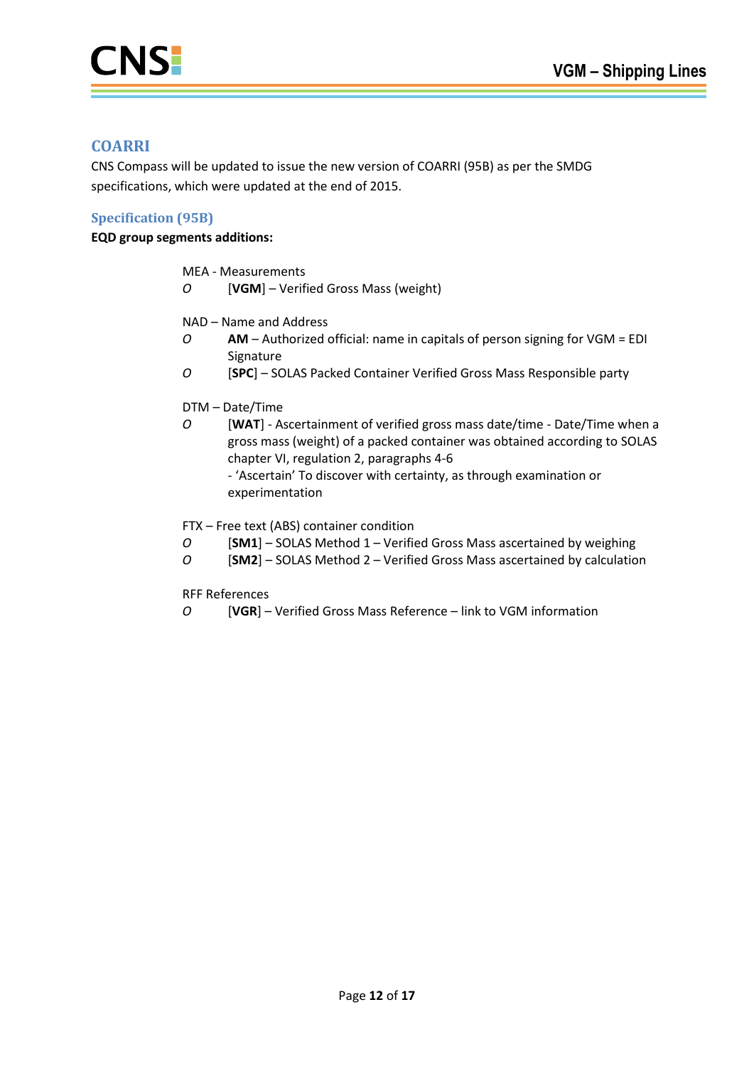## COARRI

CNS Compass will be updated to issue the new version of COARRI (95B) as per the SMDG specifications, which were updated at the end of 2015.

### Specification (95B)

**EQD group segments additions:**

MEA - Measurements

- *O* [**VGM**] – Verified Gross Mass (weight)

NAD – Name and Address

- *O* **AM** – Authorized official: name in capitals of person signing for VGM = EDI Signature
- *O* [**SPC**] – SOLAS Packed Container Verified Gross Mass Responsible party

DTM – Date/Time

- *O* [**WAT**] - Ascertainment of verified gross mass date/time - Date/Time when a gross mass (weight) of a packed container was obtained according to SOLAS chapter VI, regulation 2, paragraphs 4-6
  - 'Ascertain' To discover with certainty, as through examination or experimentation

FTX – Free text (ABS) container condition

- *O* [**SM1**] – SOLAS Method 1 – Verified Gross Mass ascertained by weighing
- *O* [**SM2**] – SOLAS Method 2 – Verified Gross Mass ascertained by calculation

RFF References

- *O* [**VGR**] – Verified Gross Mass Reference – link to VGM information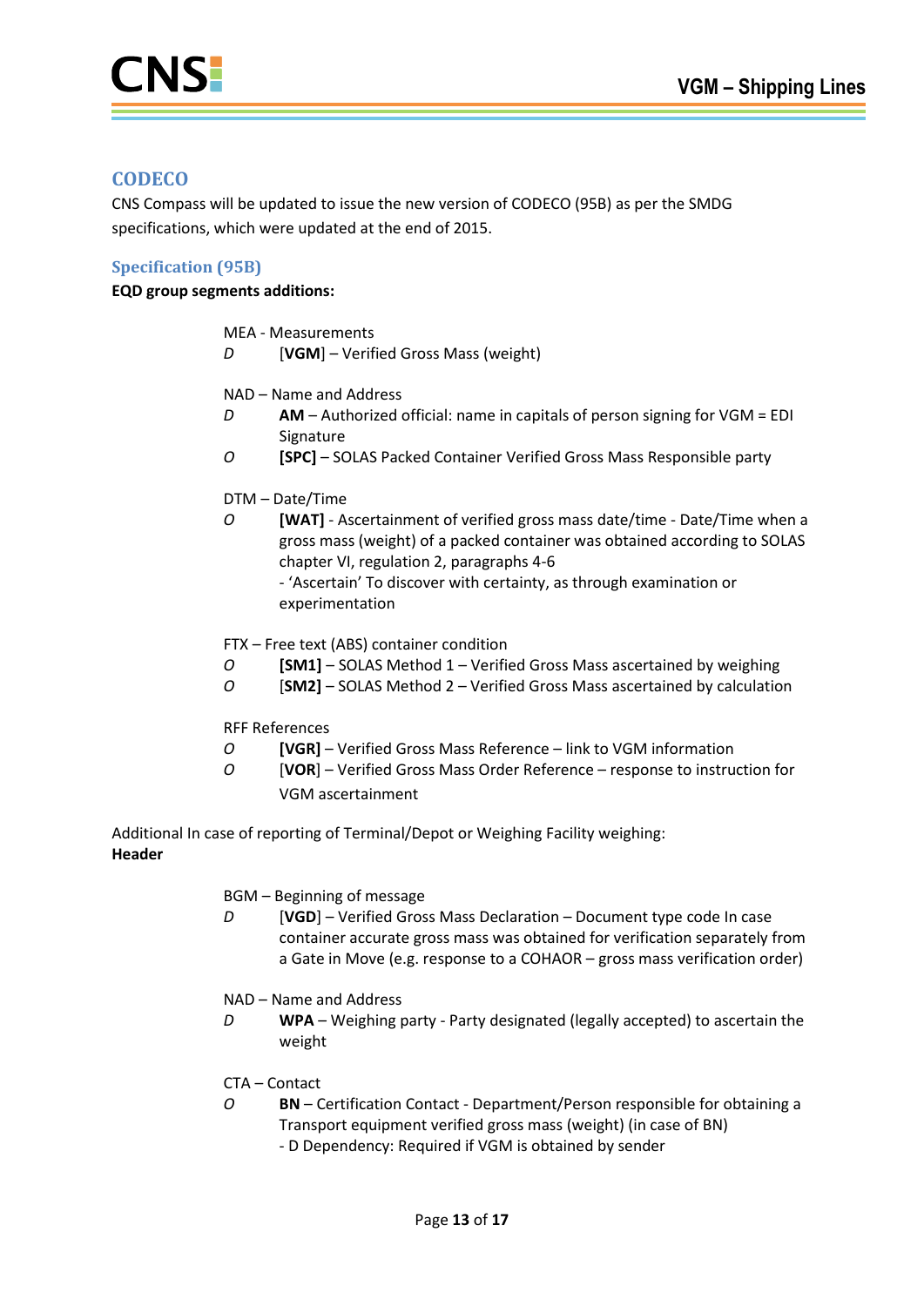## CODECO

CNS Compass will be updated to issue the new version of CODECO (95B) as per the SMDG specifications, which were updated at the end of 2015.

### Specification (95B)

**EQD group segments additions:**

MEA - Measurements

*D* [**VGM**] – Verified Gross Mass (weight)

NAD – Name and Address

*D* **AM** – Authorized official: name in capitals of person signing for VGM = EDI Signature

*O* **[SPC]** – SOLAS Packed Container Verified Gross Mass Responsible party

DTM – Date/Time

*O* **[WAT]** - Ascertainment of verified gross mass date/time - Date/Time when a gross mass (weight) of a packed container was obtained according to SOLAS chapter VI, regulation 2, paragraphs 4-6
- 'Ascertain' To discover with certainty, as through examination or experimentation

FTX – Free text (ABS) container condition

*O* **[SM1]** – SOLAS Method 1 – Verified Gross Mass ascertained by weighing

*O* [**SM2**] – SOLAS Method 2 – Verified Gross Mass ascertained by calculation

RFF References

*O* **[VGR]** – Verified Gross Mass Reference – link to VGM information

*O* [**VOR**] – Verified Gross Mass Order Reference – response to instruction for VGM ascertainment

Additional In case of reporting of Terminal/Depot or Weighing Facility weighing:

**Header**

BGM – Beginning of message

*D* [**VGD**] – Verified Gross Mass Declaration – Document type code In case container accurate gross mass was obtained for verification separately from a Gate in Move (e.g. response to a COHAOR – gross mass verification order)

NAD – Name and Address

*D* **WPA** – Weighing party - Party designated (legally accepted) to ascertain the weight

CTA – Contact

*O* **BN** – Certification Contact - Department/Person responsible for obtaining a Transport equipment verified gross mass (weight) (in case of BN)
- D Dependency: Required if VGM is obtained by sender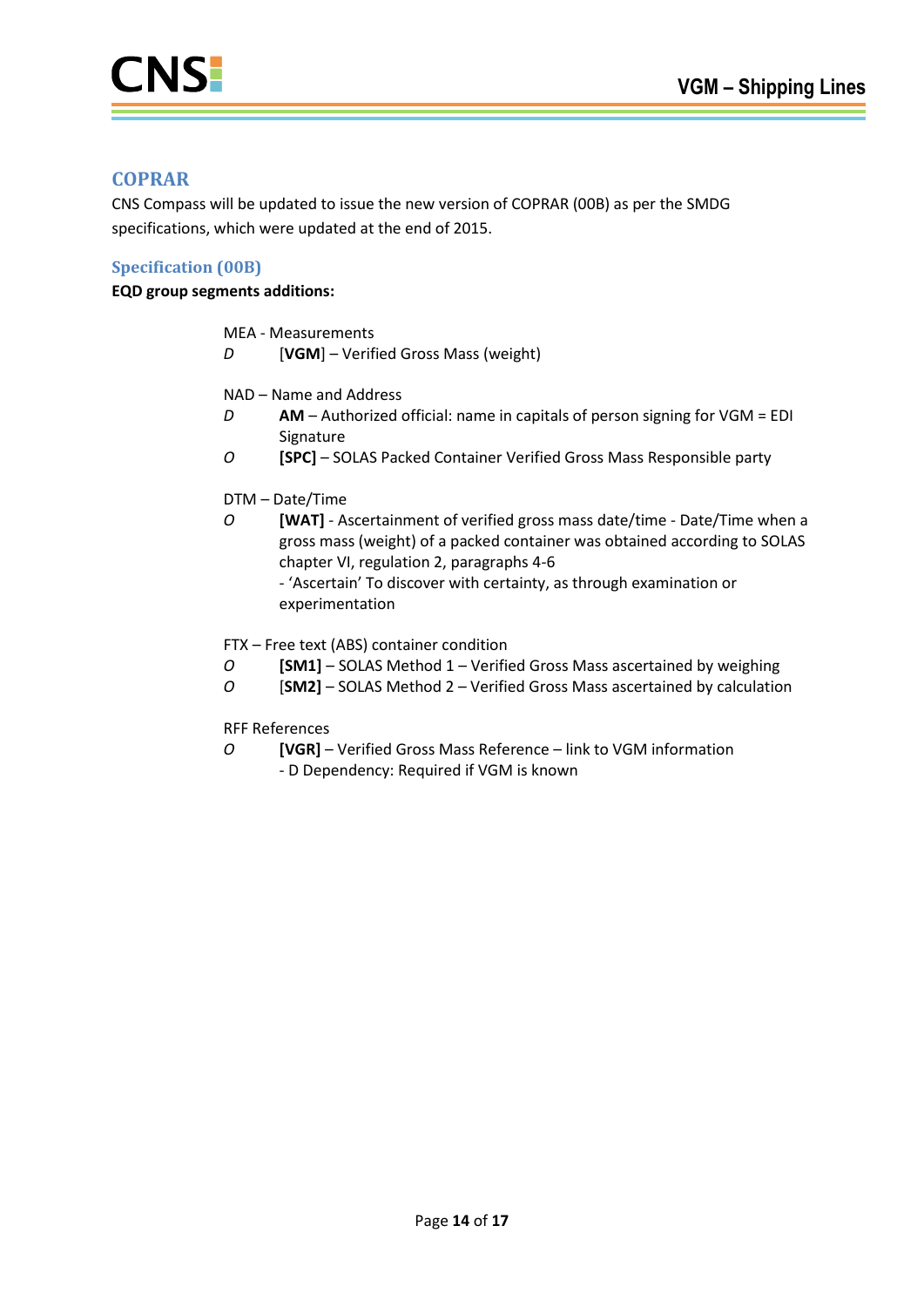## COPRAR

CNS Compass will be updated to issue the new version of COPRAR (00B) as per the SMDG specifications, which were updated at the end of 2015.

### Specification (00B)

**EQD group segments additions:**

MEA - Measurements

*D* [**VGM**] – Verified Gross Mass (weight)

NAD – Name and Address

*D* **AM** – Authorized official: name in capitals of person signing for VGM = EDI Signature

*O* **[SPC]** – SOLAS Packed Container Verified Gross Mass Responsible party

DTM – Date/Time

*O* **[WAT]** - Ascertainment of verified gross mass date/time - Date/Time when a gross mass (weight) of a packed container was obtained according to SOLAS chapter VI, regulation 2, paragraphs 4-6
- 'Ascertain' To discover with certainty, as through examination or experimentation

FTX – Free text (ABS) container condition

*O* **[SM1]** – SOLAS Method 1 – Verified Gross Mass ascertained by weighing

*O* [**SM2**] – SOLAS Method 2 – Verified Gross Mass ascertained by calculation

RFF References

*O* **[VGR]** – Verified Gross Mass Reference – link to VGM information
- D Dependency: Required if VGM is known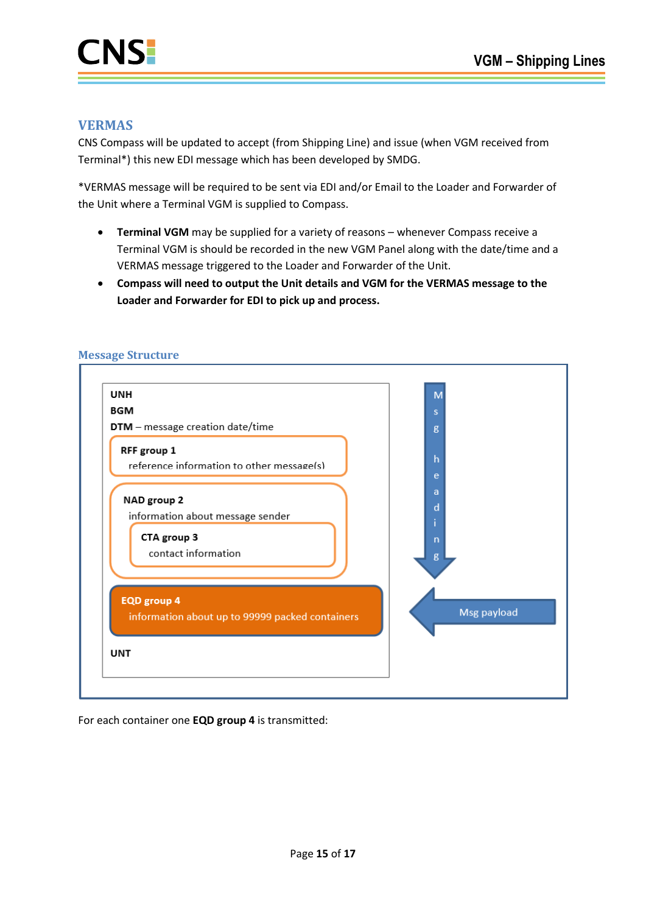## VERMAS

CNS Compass will be updated to accept (from Shipping Line) and issue (when VGM received from Terminal*) this new EDI message which has been developed by SMDG.

*VERMAS message will be required to be sent via EDI and/or Email to the Loader and Forwarder of the Unit where a Terminal VGM is supplied to Compass.

- **Terminal VGM** may be supplied for a variety of reasons – whenever Compass receive a Terminal VGM is should be recorded in the new VGM Panel along with the date/time and a VERMAS message triggered to the Loader and Forwarder of the Unit.
- **Compass will need to output the Unit details and VGM for the VERMAS message to the Loader and Forwarder for EDI to pick up and process.**

## Message Structure

**UNH**
**BGM**
**DTM** – message creation date/time

**RFF group 1**
reference information to other message(s)

**NAD group 2**
information about message sender

**CTA group 3**
contact information

**EQD group 4**
information about up to 99999 packed containers

**UNT**

Msg heading

Msg payload

For each container one **EQD group 4** is transmitted: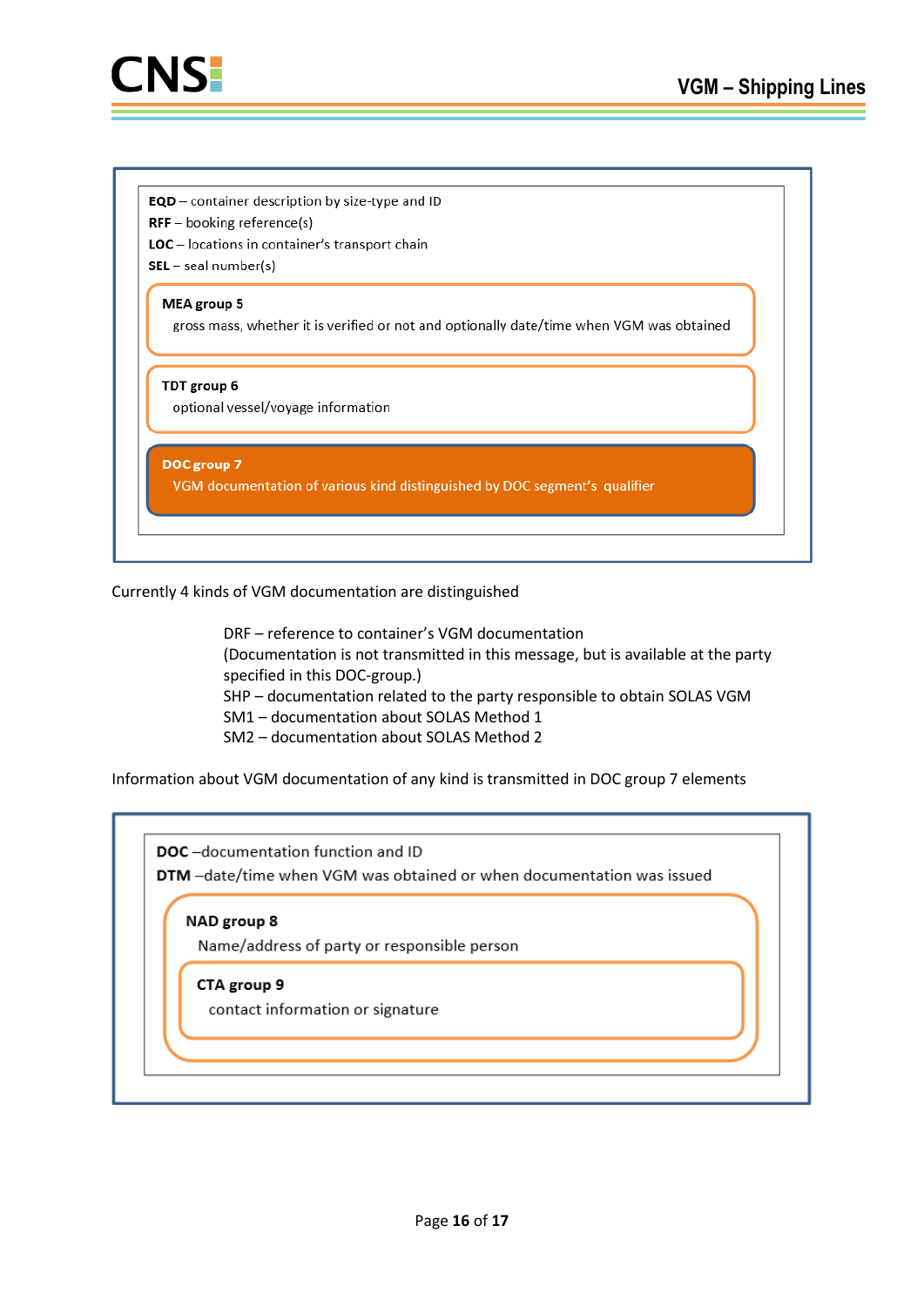**EQD** – container description by size-type and ID
**RFF** – booking reference(s)
**LOC** – locations in container's transport chain
**SEL** – seal number(s)

**MEA group 5**
gross mass, whether it is verified or not and optionally date/time when VGM was obtained

**TDT group 6**
optional vessel/voyage information

**DOC group 7**
VGM documentation of various kind distinguished by DOC segment's qualifier

Currently 4 kinds of VGM documentation are distinguished

DRF – reference to container's VGM documentation
(Documentation is not transmitted in this message, but is available at the party specified in this DOC-group.)
SHP – documentation related to the party responsible to obtain SOLAS VGM
SM1 – documentation about SOLAS Method 1
SM2 – documentation about SOLAS Method 2

Information about VGM documentation of any kind is transmitted in DOC group 7 elements

**DOC** –documentation function and ID
**DTM** –date/time when VGM was obtained or when documentation was issued

**NAD group 8**
Name/address of party or responsible person

**CTA group 9**
contact information or signature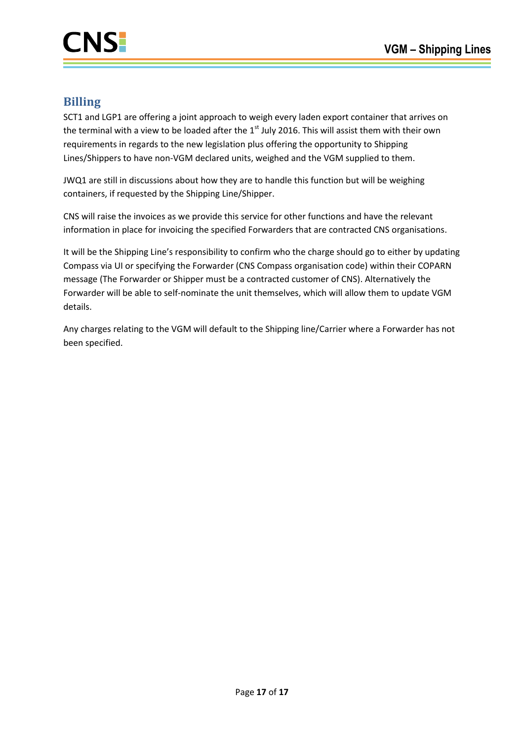## Billing

SCT1 and LGP1 are offering a joint approach to weigh every laden export container that arrives on the terminal with a view to be loaded after the 1st July 2016. This will assist them with their own requirements in regards to the new legislation plus offering the opportunity to Shipping Lines/Shippers to have non-VGM declared units, weighed and the VGM supplied to them.

JWQ1 are still in discussions about how they are to handle this function but will be weighing containers, if requested by the Shipping Line/Shipper.

CNS will raise the invoices as we provide this service for other functions and have the relevant information in place for invoicing the specified Forwarders that are contracted CNS organisations.

It will be the Shipping Line's responsibility to confirm who the charge should go to either by updating Compass via UI or specifying the Forwarder (CNS Compass organisation code) within their COPARN message (The Forwarder or Shipper must be a contracted customer of CNS). Alternatively the Forwarder will be able to self-nominate the unit themselves, which will allow them to update VGM details.

Any charges relating to the VGM will default to the Shipping line/Carrier where a Forwarder has not been specified.